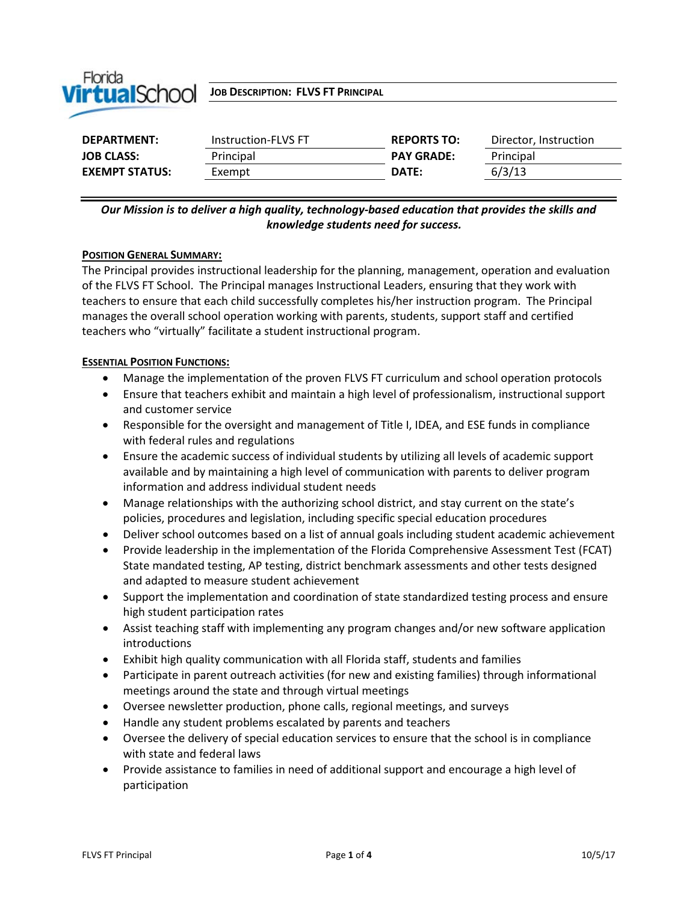# Job Description: FLVS FT Principal

| | | | |
|---|---|---|---|
| **DEPARTMENT:** | Instruction-FLVS FT | **REPORTS TO:** | Director, Instruction |
| **JOB CLASS:** | Principal | **PAY GRADE:** | Principal |
| **EXEMPT STATUS:** | Exempt | **DATE:** | 6/3/13 |

***Our Mission is to deliver a high quality, technology-based education that provides the skills and knowledge students need for success.***

## Position General Summary:

The Principal provides instructional leadership for the planning, management, operation and evaluation of the FLVS FT School. The Principal manages Instructional Leaders, ensuring that they work with teachers to ensure that each child successfully completes his/her instruction program. The Principal manages the overall school operation working with parents, students, support staff and certified teachers who "virtually" facilitate a student instructional program.

## Essential Position Functions:

- Manage the implementation of the proven FLVS FT curriculum and school operation protocols
- Ensure that teachers exhibit and maintain a high level of professionalism, instructional support and customer service
- Responsible for the oversight and management of Title I, IDEA, and ESE funds in compliance with federal rules and regulations
- Ensure the academic success of individual students by utilizing all levels of academic support available and by maintaining a high level of communication with parents to deliver program information and address individual student needs
- Manage relationships with the authorizing school district, and stay current on the state's policies, procedures and legislation, including specific special education procedures
- Deliver school outcomes based on a list of annual goals including student academic achievement
- Provide leadership in the implementation of the Florida Comprehensive Assessment Test (FCAT) State mandated testing, AP testing, district benchmark assessments and other tests designed and adapted to measure student achievement
- Support the implementation and coordination of state standardized testing process and ensure high student participation rates
- Assist teaching staff with implementing any program changes and/or new software application introductions
- Exhibit high quality communication with all Florida staff, students and families
- Participate in parent outreach activities (for new and existing families) through informational meetings around the state and through virtual meetings
- Oversee newsletter production, phone calls, regional meetings, and surveys
- Handle any student problems escalated by parents and teachers
- Oversee the delivery of special education services to ensure that the school is in compliance with state and federal laws
- Provide assistance to families in need of additional support and encourage a high level of participation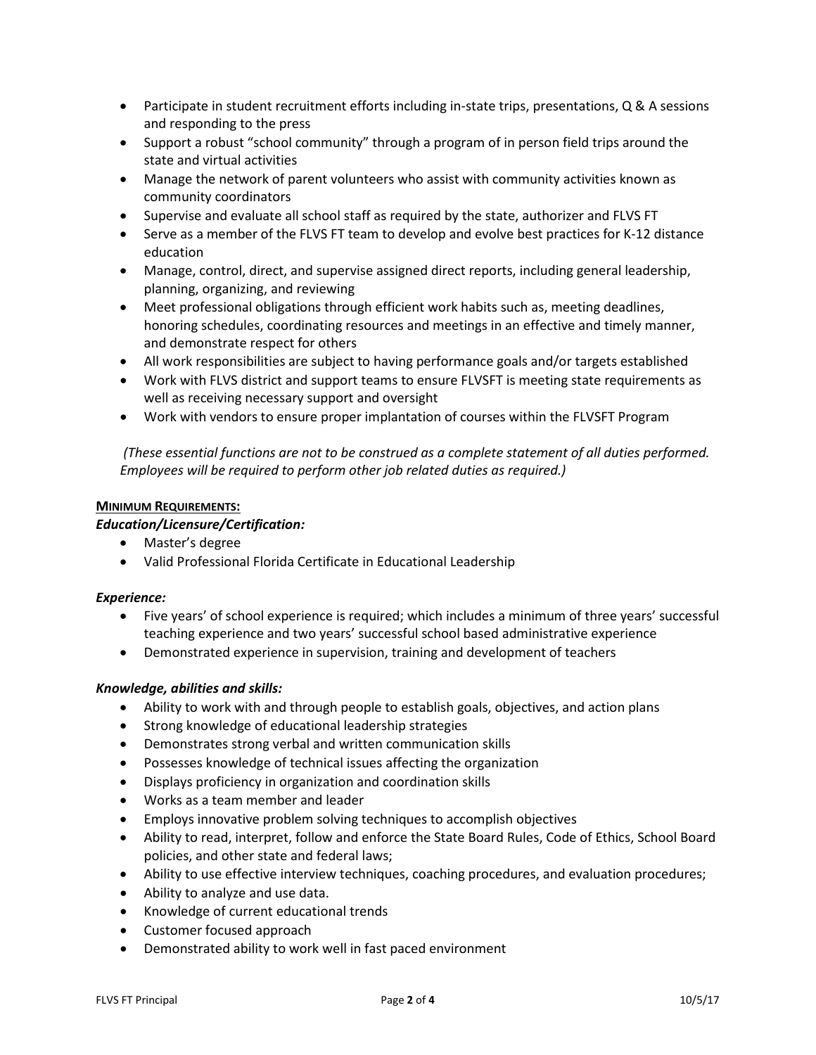- Participate in student recruitment efforts including in-state trips, presentations, Q & A sessions and responding to the press
- Support a robust "school community" through a program of in person field trips around the state and virtual activities
- Manage the network of parent volunteers who assist with community activities known as community coordinators
- Supervise and evaluate all school staff as required by the state, authorizer and FLVS FT
- Serve as a member of the FLVS FT team to develop and evolve best practices for K-12 distance education
- Manage, control, direct, and supervise assigned direct reports, including general leadership, planning, organizing, and reviewing
- Meet professional obligations through efficient work habits such as, meeting deadlines, honoring schedules, coordinating resources and meetings in an effective and timely manner, and demonstrate respect for others
- All work responsibilities are subject to having performance goals and/or targets established
- Work with FLVS district and support teams to ensure FLVSFT is meeting state requirements as well as receiving necessary support and oversight
- Work with vendors to ensure proper implantation of courses within the FLVSFT Program

*(These essential functions are not to be construed as a complete statement of all duties performed. Employees will be required to perform other job related duties as required.)*

**MINIMUM REQUIREMENTS:**

***Education/Licensure/Certification:***

- Master's degree
- Valid Professional Florida Certificate in Educational Leadership

***Experience:***

- Five years' of school experience is required; which includes a minimum of three years' successful teaching experience and two years' successful school based administrative experience
- Demonstrated experience in supervision, training and development of teachers

***Knowledge, abilities and skills:***

- Ability to work with and through people to establish goals, objectives, and action plans
- Strong knowledge of educational leadership strategies
- Demonstrates strong verbal and written communication skills
- Possesses knowledge of technical issues affecting the organization
- Displays proficiency in organization and coordination skills
- Works as a team member and leader
- Employs innovative problem solving techniques to accomplish objectives
- Ability to read, interpret, follow and enforce the State Board Rules, Code of Ethics, School Board policies, and other state and federal laws;
- Ability to use effective interview techniques, coaching procedures, and evaluation procedures;
- Ability to analyze and use data.
- Knowledge of current educational trends
- Customer focused approach
- Demonstrated ability to work well in fast paced environment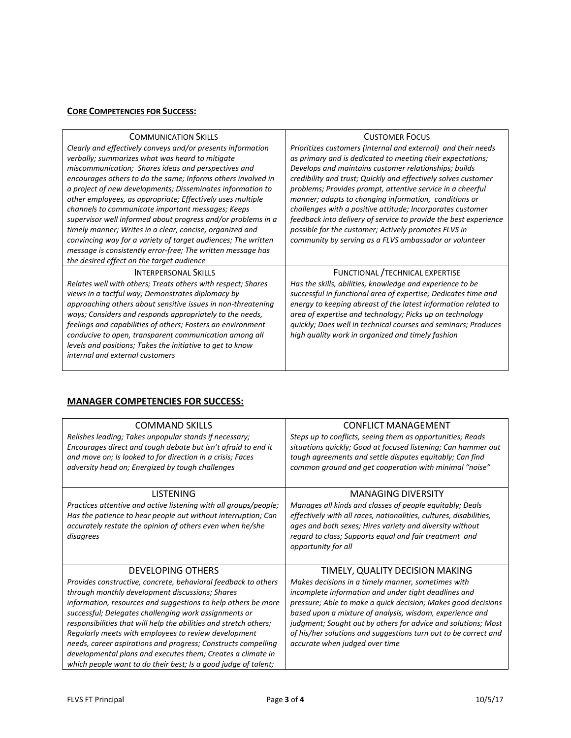**CORE COMPETENCIES FOR SUCCESS:**

| COMMUNICATION SKILLS | CUSTOMER FOCUS |
|---|---|
| *Clearly and effectively conveys and/or presents information verbally; summarizes what was heard to mitigate miscommunication; Shares ideas and perspectives and encourages others to do the same; Informs others involved in a project of new developments; Disseminates information to other employees, as appropriate; Effectively uses multiple channels to communicate important messages; Keeps supervisor well informed about progress and/or problems in a timely manner; Writes in a clear, concise, organized and convincing way for a variety of target audiences; The written message is consistently error-free; The written message has the desired effect on the target audience* | *Prioritizes customers (internal and external) and their needs as primary and is dedicated to meeting their expectations; Develops and maintains customer relationships; builds credibility and trust; Quickly and effectively solves customer problems; Provides prompt, attentive service in a cheerful manner; adapts to changing information, conditions or challenges with a positive attitude; Incorporates customer feedback into delivery of service to provide the best experience possible for the customer; Actively promotes FLVS in community by serving as a FLVS ambassador or volunteer* |
| INTERPERSONAL SKILLS | FUNCTIONAL /TECHNICAL EXPERTISE |
| *Relates well with others; Treats others with respect; Shares views in a tactful way; Demonstrates diplomacy by approaching others about sensitive issues in non-threatening ways; Considers and responds appropriately to the needs, feelings and capabilities of others; Fosters an environment conducive to open, transparent communication among all levels and positions; Takes the initiative to get to know internal and external customers* | *Has the skills, abilities, knowledge and experience to be successful in functional area of expertise; Dedicates time and energy to keeping abreast of the latest information related to area of expertise and technology; Picks up on technology quickly; Does well in technical courses and seminars; Produces high quality work in organized and timely fashion* |

**MANAGER COMPETENCIES FOR SUCCESS:**

| COMMAND SKILLS | CONFLICT MANAGEMENT |
|---|---|
| *Relishes leading; Takes unpopular stands if necessary; Encourages direct and tough debate but isn't afraid to end it and move on; Is looked to for direction in a crisis; Faces adversity head on; Energized by tough challenges* | *Steps up to conflicts, seeing them as opportunities; Reads situations quickly; Good at focused listening; Can hammer out tough agreements and settle disputes equitably; Can find common ground and get cooperation with minimal "noise"* |
| LISTENING | MANAGING DIVERSITY |
| *Practices attentive and active listening with all groups/people; Has the patience to hear people out without interruption; Can accurately restate the opinion of others even when he/she disagrees* | *Manages all kinds and classes of people equitably; Deals effectively with all races, nationalities, cultures, disabilities, ages and both sexes; Hires variety and diversity without regard to class; Supports equal and fair treatment and opportunity for all* |
| DEVELOPING OTHERS | TIMELY, QUALITY DECISION MAKING |
| *Provides constructive, concrete, behavioral feedback to others through monthly development discussions; Shares information, resources and suggestions to help others be more successful; Delegates challenging work assignments or responsibilities that will help the abilities and stretch others; Regularly meets with employees to review development needs, career aspirations and progress; Constructs compelling developmental plans and executes them; Creates a climate in which people want to do their best; Is a good judge of talent;* | *Makes decisions in a timely manner, sometimes with incomplete information and under tight deadlines and pressure; Able to make a quick decision; Makes good decisions based upon a mixture of analysis, wisdom, experience and judgment; Sought out by others for advice and solutions; Most of his/her solutions and suggestions turn out to be correct and accurate when judged over time* |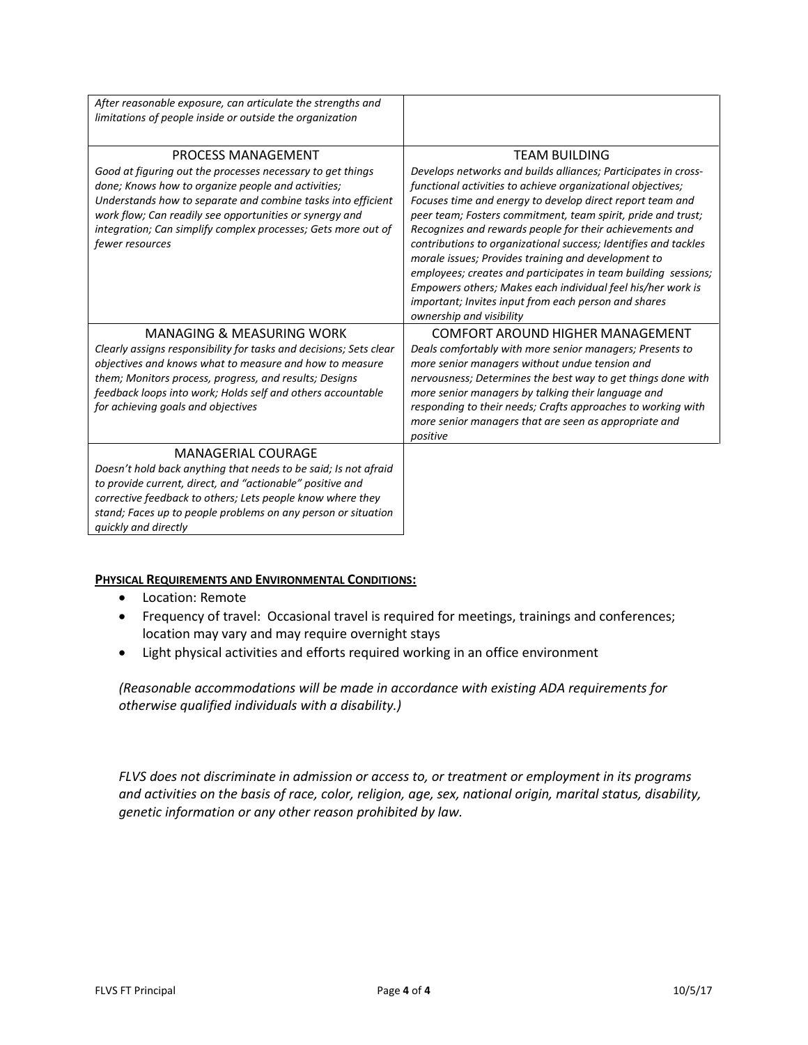| | |
|---|---|
| *After reasonable exposure, can articulate the strengths and limitations of people inside or outside the organization* | |
| PROCESS MANAGEMENT<br>*Good at figuring out the processes necessary to get things done; Knows how to organize people and activities; Understands how to separate and combine tasks into efficient work flow; Can readily see opportunities or synergy and integration; Can simplify complex processes; Gets more out of fewer resources* | TEAM BUILDING<br>*Develops networks and builds alliances; Participates in cross-functional activities to achieve organizational objectives; Focuses time and energy to develop direct report team and peer team; Fosters commitment, team spirit, pride and trust; Recognizes and rewards people for their achievements and contributions to organizational success; Identifies and tackles morale issues; Provides training and development to employees; creates and participates in team building sessions; Empowers others; Makes each individual feel his/her work is important; Invites input from each person and shares ownership and visibility* |
| MANAGING & MEASURING WORK<br>*Clearly assigns responsibility for tasks and decisions; Sets clear objectives and knows what to measure and how to measure them; Monitors process, progress, and results; Designs feedback loops into work; Holds self and others accountable for achieving goals and objectives* | COMFORT AROUND HIGHER MANAGEMENT<br>*Deals comfortably with more senior managers; Presents to more senior managers without undue tension and nervousness; Determines the best way to get things done with more senior managers by talking their language and responding to their needs; Crafts approaches to working with more senior managers that are seen as appropriate and positive* |
| MANAGERIAL COURAGE<br>*Doesn't hold back anything that needs to be said; Is not afraid to provide current, direct, and "actionable" positive and corrective feedback to others; Lets people know where they stand; Faces up to people problems on any person or situation quickly and directly* | |

**PHYSICAL REQUIREMENTS AND ENVIRONMENTAL CONDITIONS:**

- Location: Remote
- Frequency of travel: Occasional travel is required for meetings, trainings and conferences; location may vary and may require overnight stays
- Light physical activities and efforts required working in an office environment

*(Reasonable accommodations will be made in accordance with existing ADA requirements for otherwise qualified individuals with a disability.)*

*FLVS does not discriminate in admission or access to, or treatment or employment in its programs and activities on the basis of race, color, religion, age, sex, national origin, marital status, disability, genetic information or any other reason prohibited by law.*